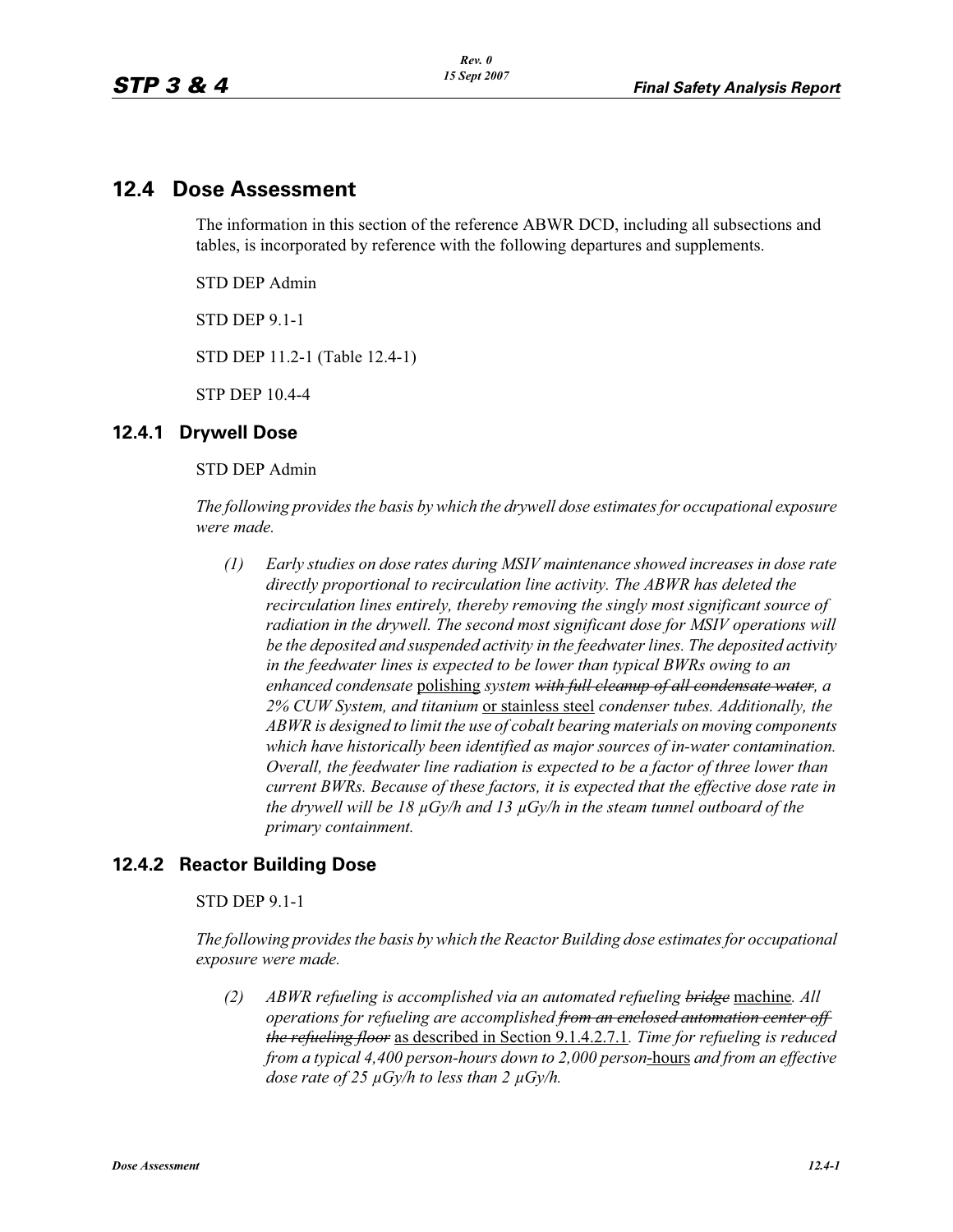# 12.4 Dose Assessment

The information in this section of the reference ABWR DCD, including all subsections and tables, is incorporated by reference with the following departures and supplements.

STD DEP Admin

STD DEP 9.1-1

STD DEP 11.2-1 (Table 12.4-1)

STP DEP 10.4-4

## 12.4.1 Drywell Dose

STD DEP Admin

*The following provides the basis by which the drywell dose estimates for occupational exposure were made.*

*(1) Early studies on dose rates during MSIV maintenance showed increases in dose rate directly proportional to recirculation line activity. The ABWR has deleted the recirculation lines entirely, thereby removing the singly most significant source of radiation in the drywell. The second most significant dose for MSIV operations will be the deposited and suspended activity in the feedwater lines. The deposited activity in the feedwater lines is expected to be lower than typical BWRs owing to an enhanced condensate* <u>polishing</u> *system* ~~*with full cleanup of all condensate water*~~*, a 2% CUW System, and titanium* <u>or stainless steel</u> *condenser tubes. Additionally, the ABWR is designed to limit the use of cobalt bearing materials on moving components which have historically been identified as major sources of in-water contamination. Overall, the feedwater line radiation is expected to be a factor of three lower than current BWRs. Because of these factors, it is expected that the effective dose rate in the drywell will be 18 μGy/h and 13 μGy/h in the steam tunnel outboard of the primary containment.*

## 12.4.2 Reactor Building Dose

STD DEP 9.1-1

*The following provides the basis by which the Reactor Building dose estimates for occupational exposure were made.*

*(2) ABWR refueling is accomplished via an automated refueling* ~~*bridge*~~ <u>machine</u>*. All operations for refueling are accomplished* ~~*from an enclosed automation center off the refueling floor*~~ <u>as described in Section 9.1.4.2.7.1</u>*. Time for refueling is reduced from a typical 4,400 person-hours down to 2,000 person*<u>-hours</u> *and from an effective dose rate of 25 μGy/h to less than 2 μGy/h.*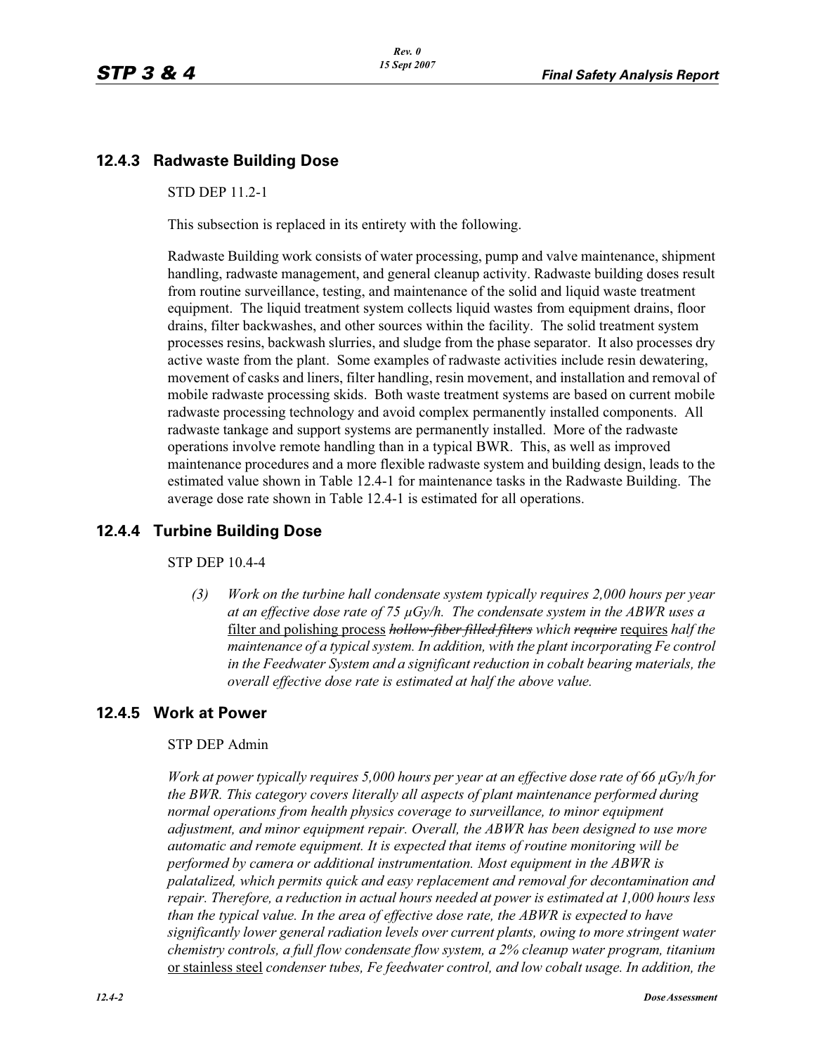## 12.4.3 Radwaste Building Dose

STD DEP 11.2-1

This subsection is replaced in its entirety with the following.

Radwaste Building work consists of water processing, pump and valve maintenance, shipment handling, radwaste management, and general cleanup activity. Radwaste building doses result from routine surveillance, testing, and maintenance of the solid and liquid waste treatment equipment. The liquid treatment system collects liquid wastes from equipment drains, floor drains, filter backwashes, and other sources within the facility. The solid treatment system processes resins, backwash slurries, and sludge from the phase separator. It also processes dry active waste from the plant. Some examples of radwaste activities include resin dewatering, movement of casks and liners, filter handling, resin movement, and installation and removal of mobile radwaste processing skids. Both waste treatment systems are based on current mobile radwaste processing technology and avoid complex permanently installed components. All radwaste tankage and support systems are permanently installed. More of the radwaste operations involve remote handling than in a typical BWR. This, as well as improved maintenance procedures and a more flexible radwaste system and building design, leads to the estimated value shown in Table 12.4-1 for maintenance tasks in the Radwaste Building. The average dose rate shown in Table 12.4-1 is estimated for all operations.

## 12.4.4 Turbine Building Dose

STP DEP 10.4-4

*(3) Work on the turbine hall condensate system typically requires 2,000 hours per year at an effective dose rate of 75 μGy/h. The condensate system in the ABWR uses a* filter and polishing process ~~*hollow-fiber filled filters*~~ *which* ~~*require*~~ requires *half the maintenance of a typical system. In addition, with the plant incorporating Fe control in the Feedwater System and a significant reduction in cobalt bearing materials, the overall effective dose rate is estimated at half the above value.*

## 12.4.5 Work at Power

STP DEP Admin

*Work at power typically requires 5,000 hours per year at an effective dose rate of 66 μGy/h for the BWR. This category covers literally all aspects of plant maintenance performed during normal operations from health physics coverage to surveillance, to minor equipment adjustment, and minor equipment repair. Overall, the ABWR has been designed to use more automatic and remote equipment. It is expected that items of routine monitoring will be performed by camera or additional instrumentation. Most equipment in the ABWR is palatalized, which permits quick and easy replacement and removal for decontamination and repair. Therefore, a reduction in actual hours needed at power is estimated at 1,000 hours less than the typical value. In the area of effective dose rate, the ABWR is expected to have significantly lower general radiation levels over current plants, owing to more stringent water chemistry controls, a full flow condensate flow system, a 2% cleanup water program, titanium* or stainless steel *condenser tubes, Fe feedwater control, and low cobalt usage. In addition, the*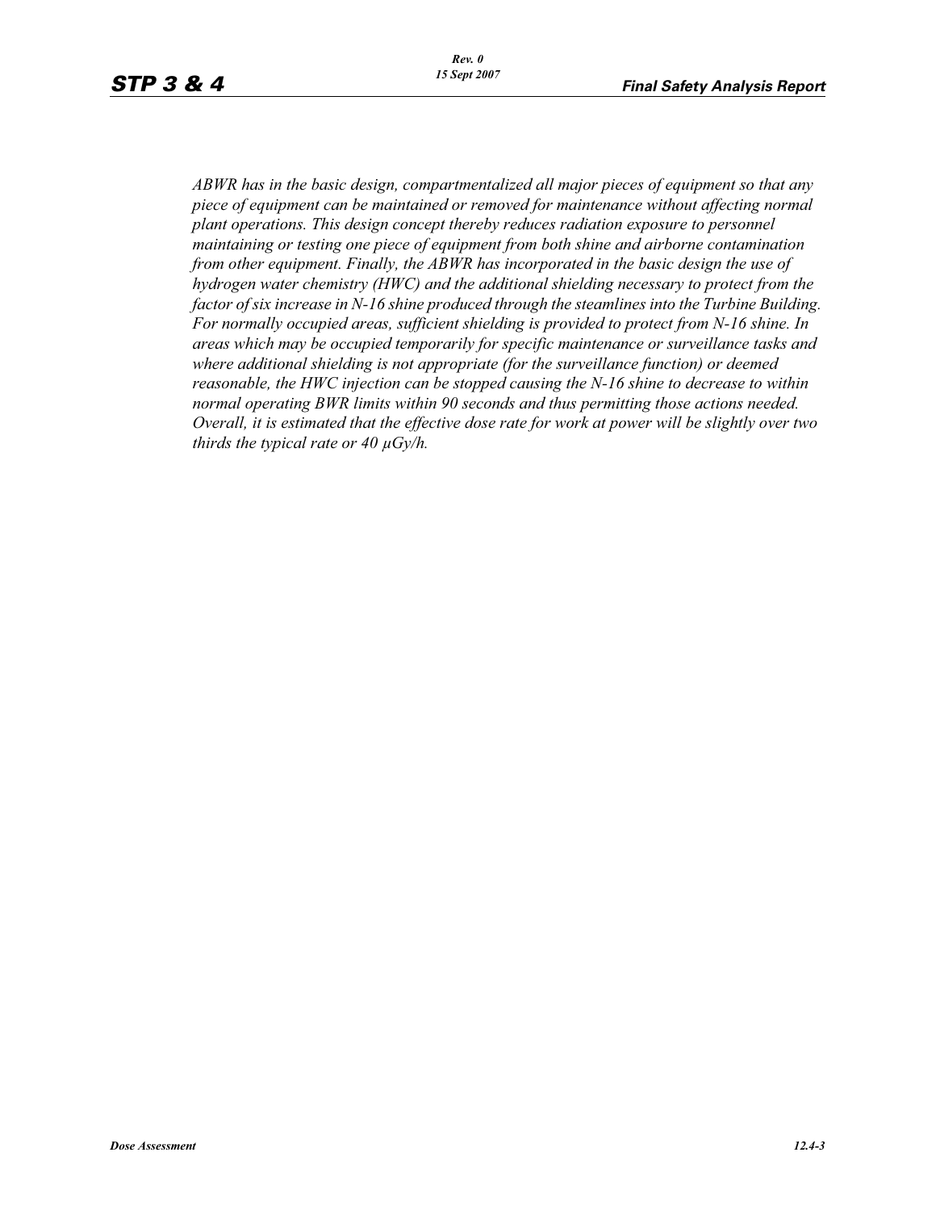*ABWR has in the basic design, compartmentalized all major pieces of equipment so that any piece of equipment can be maintained or removed for maintenance without affecting normal plant operations. This design concept thereby reduces radiation exposure to personnel maintaining or testing one piece of equipment from both shine and airborne contamination from other equipment. Finally, the ABWR has incorporated in the basic design the use of hydrogen water chemistry (HWC) and the additional shielding necessary to protect from the factor of six increase in N-16 shine produced through the steamlines into the Turbine Building. For normally occupied areas, sufficient shielding is provided to protect from N-16 shine. In areas which may be occupied temporarily for specific maintenance or surveillance tasks and where additional shielding is not appropriate (for the surveillance function) or deemed reasonable, the HWC injection can be stopped causing the N-16 shine to decrease to within normal operating BWR limits within 90 seconds and thus permitting those actions needed. Overall, it is estimated that the effective dose rate for work at power will be slightly over two thirds the typical rate or 40 μGy/h.*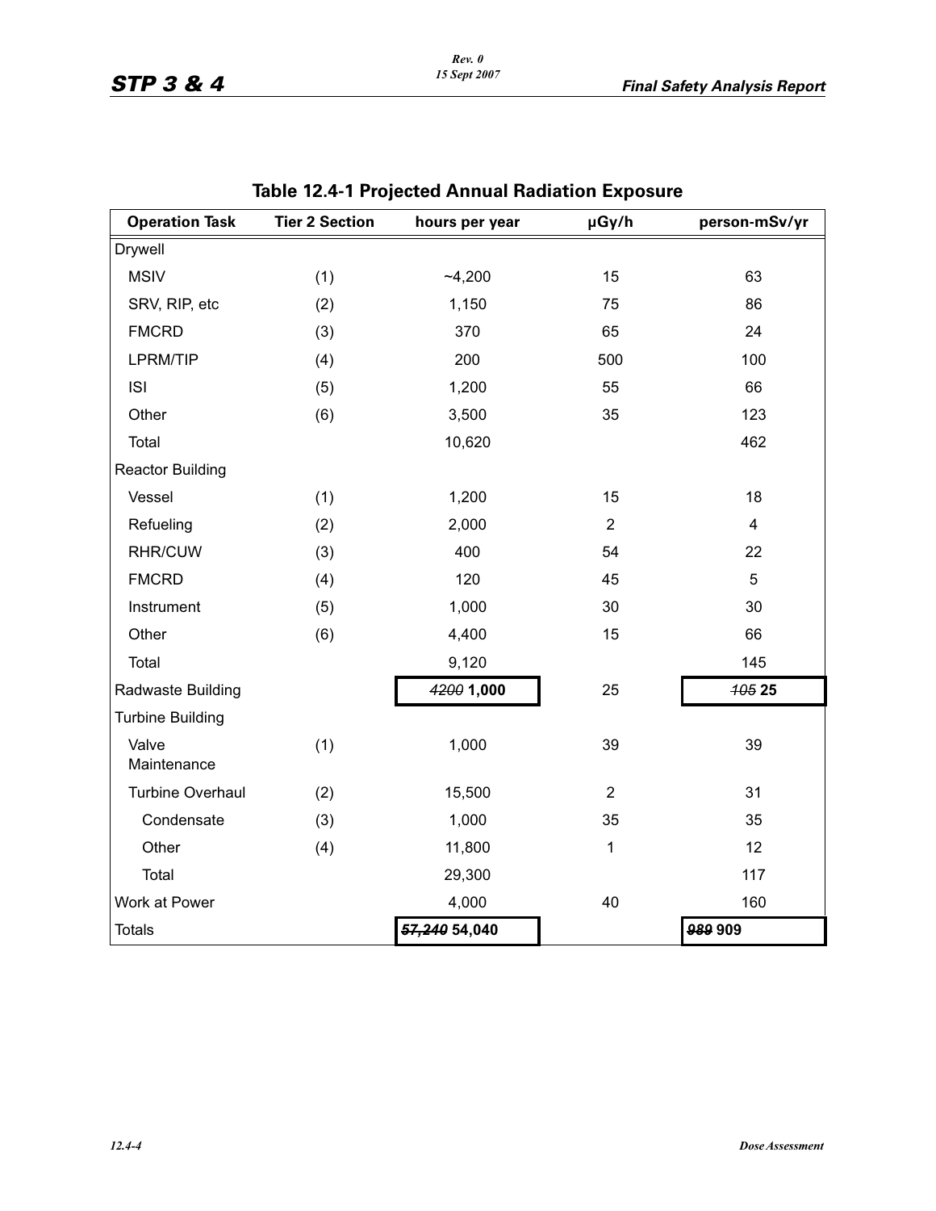## Table 12.4-1 Projected Annual Radiation Exposure

| Operation Task | Tier 2 Section | hours per year | μGy/h | person-mSv/yr |
|---|---|---|---|---|
| Drywell | | | | |
| MSIV | (1) | ~4,200 | 15 | 63 |
| SRV, RIP, etc | (2) | 1,150 | 75 | 86 |
| FMCRD | (3) | 370 | 65 | 24 |
| LPRM/TIP | (4) | 200 | 500 | 100 |
| ISI | (5) | 1,200 | 55 | 66 |
| Other | (6) | 3,500 | 35 | 123 |
| Total | | 10,620 | | 462 |
| Reactor Building | | | | |
| Vessel | (1) | 1,200 | 15 | 18 |
| Refueling | (2) | 2,000 | 2 | 4 |
| RHR/CUW | (3) | 400 | 54 | 22 |
| FMCRD | (4) | 120 | 45 | 5 |
| Instrument | (5) | 1,000 | 30 | 30 |
| Other | (6) | 4,400 | 15 | 66 |
| Total | | 9,120 | | 145 |
| Radwaste Building | | ~~4200~~ **1,000** | 25 | ~~105~~ **25** |
| Turbine Building | | | | |
| Valve Maintenance | (1) | 1,000 | 39 | 39 |
| Turbine Overhaul | (2) | 15,500 | 2 | 31 |
| Condensate | (3) | 1,000 | 35 | 35 |
| Other | (4) | 11,800 | 1 | 12 |
| Total | | 29,300 | | 117 |
| Work at Power | | 4,000 | 40 | 160 |
| Totals | | ~~57,240~~ **54,040** | | ~~989~~ **909** |